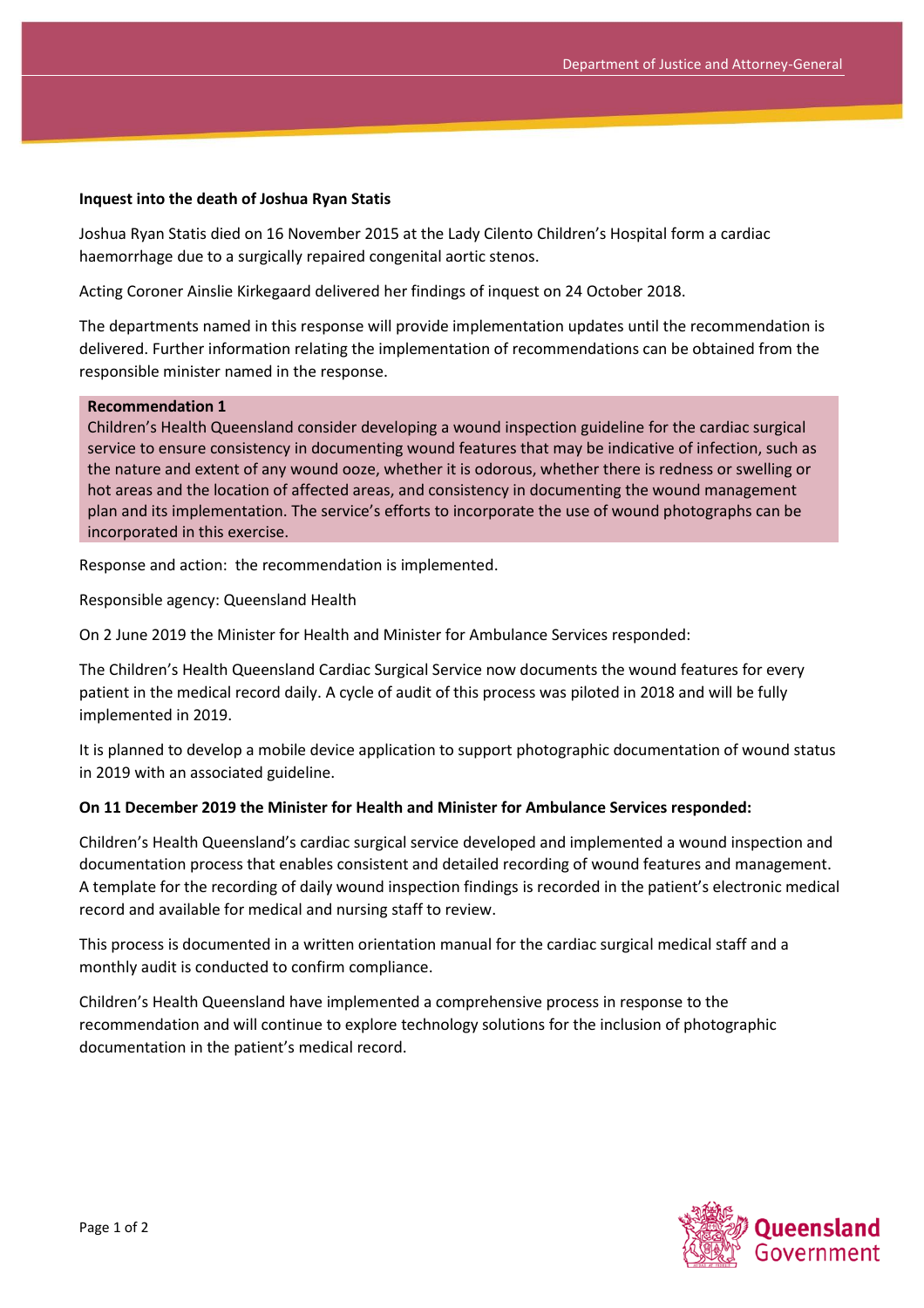**Inquest into the death of Joshua Ryan Statis**

Joshua Ryan Statis died on 16 November 2015 at the Lady Cilento Children's Hospital form a cardiac haemorrhage due to a surgically repaired congenital aortic stenos.

Acting Coroner Ainslie Kirkegaard delivered her findings of inquest on 24 October 2018.

The departments named in this response will provide implementation updates until the recommendation is delivered. Further information relating the implementation of recommendations can be obtained from the responsible minister named in the response.

**Recommendation 1**

Children's Health Queensland consider developing a wound inspection guideline for the cardiac surgical service to ensure consistency in documenting wound features that may be indicative of infection, such as the nature and extent of any wound ooze, whether it is odorous, whether there is redness or swelling or hot areas and the location of affected areas, and consistency in documenting the wound management plan and its implementation. The service's efforts to incorporate the use of wound photographs can be incorporated in this exercise.

Response and action: the recommendation is implemented.

Responsible agency: Queensland Health

On 2 June 2019 the Minister for Health and Minister for Ambulance Services responded:

The Children's Health Queensland Cardiac Surgical Service now documents the wound features for every patient in the medical record daily. A cycle of audit of this process was piloted in 2018 and will be fully implemented in 2019.

It is planned to develop a mobile device application to support photographic documentation of wound status in 2019 with an associated guideline.

**On 11 December 2019 the Minister for Health and Minister for Ambulance Services responded:**

Children's Health Queensland's cardiac surgical service developed and implemented a wound inspection and documentation process that enables consistent and detailed recording of wound features and management. A template for the recording of daily wound inspection findings is recorded in the patient's electronic medical record and available for medical and nursing staff to review.

This process is documented in a written orientation manual for the cardiac surgical medical staff and a monthly audit is conducted to confirm compliance.

Children's Health Queensland have implemented a comprehensive process in response to the recommendation and will continue to explore technology solutions for the inclusion of photographic documentation in the patient's medical record.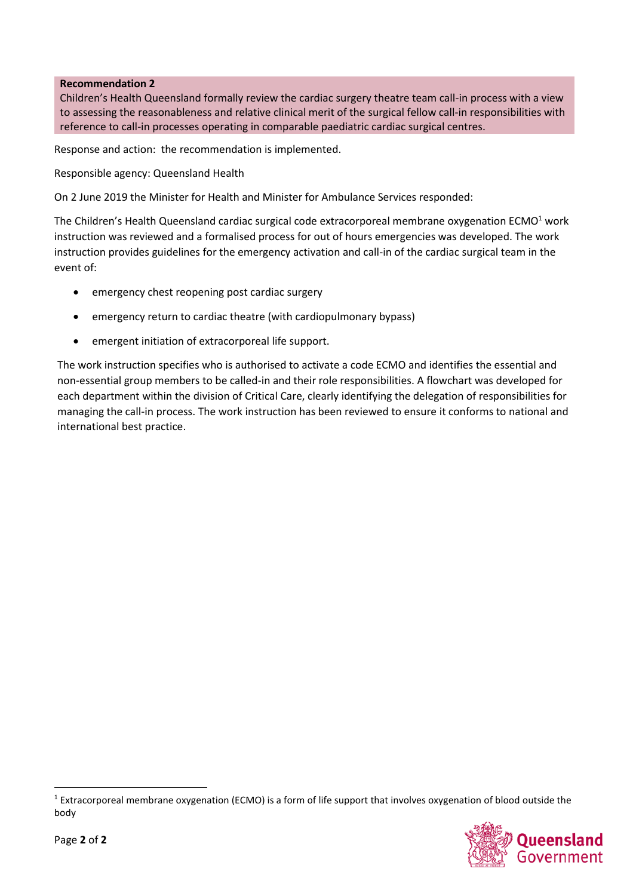**Recommendation 2**

Children's Health Queensland formally review the cardiac surgery theatre team call-in process with a view to assessing the reasonableness and relative clinical merit of the surgical fellow call-in responsibilities with reference to call-in processes operating in comparable paediatric cardiac surgical centres.

Response and action: the recommendation is implemented.

Responsible agency: Queensland Health

On 2 June 2019 the Minister for Health and Minister for Ambulance Services responded:

The Children's Health Queensland cardiac surgical code extracorporeal membrane oxygenation ECMO[1] work instruction was reviewed and a formalised process for out of hours emergencies was developed. The work instruction provides guidelines for the emergency activation and call-in of the cardiac surgical team in the event of:

- emergency chest reopening post cardiac surgery
- emergency return to cardiac theatre (with cardiopulmonary bypass)
- emergent initiation of extracorporeal life support.

The work instruction specifies who is authorised to activate a code ECMO and identifies the essential and non-essential group members to be called-in and their role responsibilities. A flowchart was developed for each department within the division of Critical Care, clearly identifying the delegation of responsibilities for managing the call-in process. The work instruction has been reviewed to ensure it conforms to national and international best practice.

[1] Extracorporeal membrane oxygenation (ECMO) is a form of life support that involves oxygenation of blood outside the body